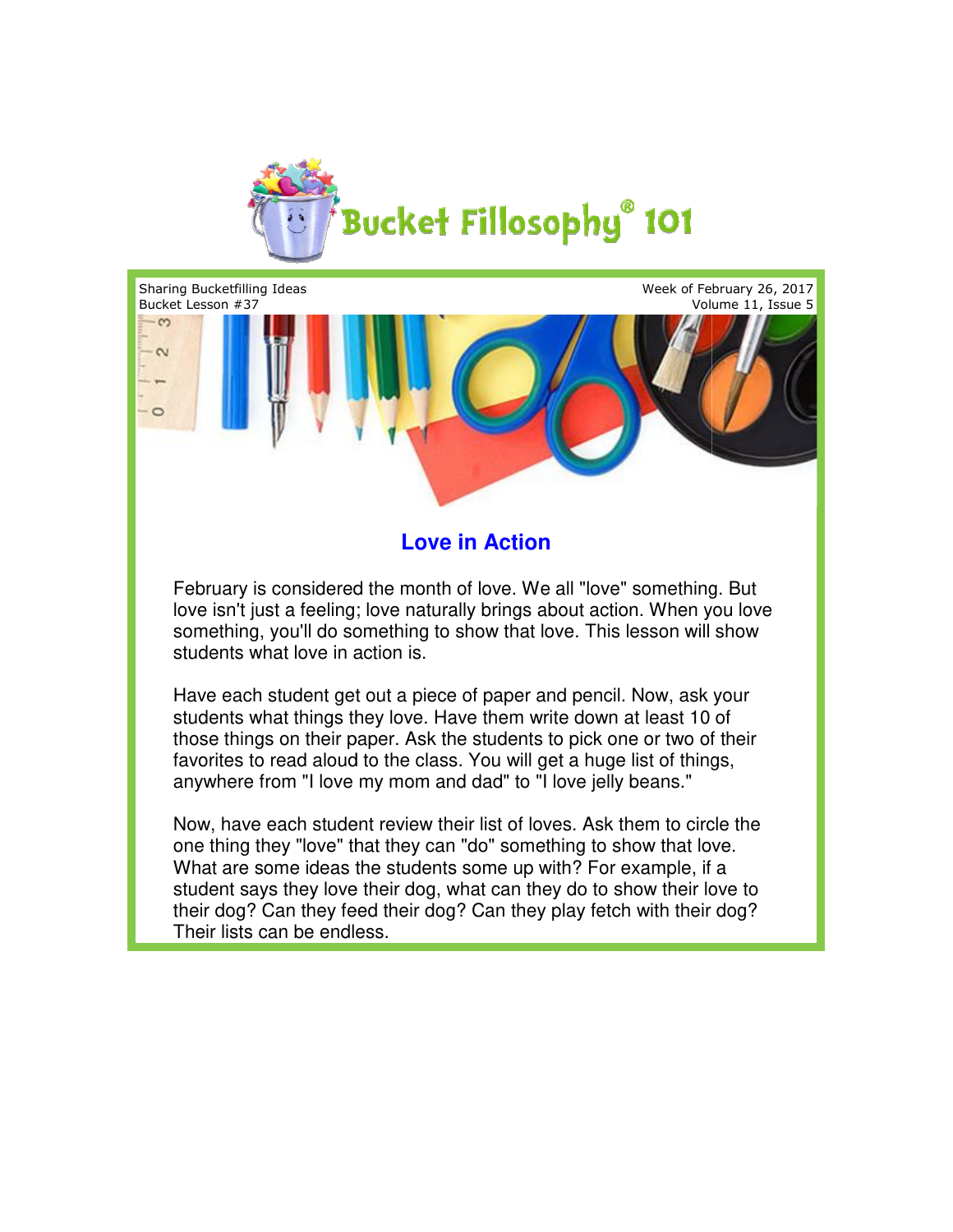# Bucket Fillosophy® 101

Sharing Bucketfilling Ideas
Bucket Lesson #37

Week of February 26, 2017
Volume 11, Issue 5

## Love in Action

February is considered the month of love. We all "love" something. But love isn't just a feeling; love naturally brings about action. When you love something, you'll do something to show that love. This lesson will show students what love in action is.

Have each student get out a piece of paper and pencil. Now, ask your students what things they love. Have them write down at least 10 of those things on their paper. Ask the students to pick one or two of their favorites to read aloud to the class. You will get a huge list of things, anywhere from "I love my mom and dad" to "I love jelly beans."

Now, have each student review their list of loves. Ask them to circle the one thing they "love" that they can "do" something to show that love. What are some ideas the students some up with? For example, if a student says they love their dog, what can they do to show their love to their dog? Can they feed their dog? Can they play fetch with their dog? Their lists can be endless.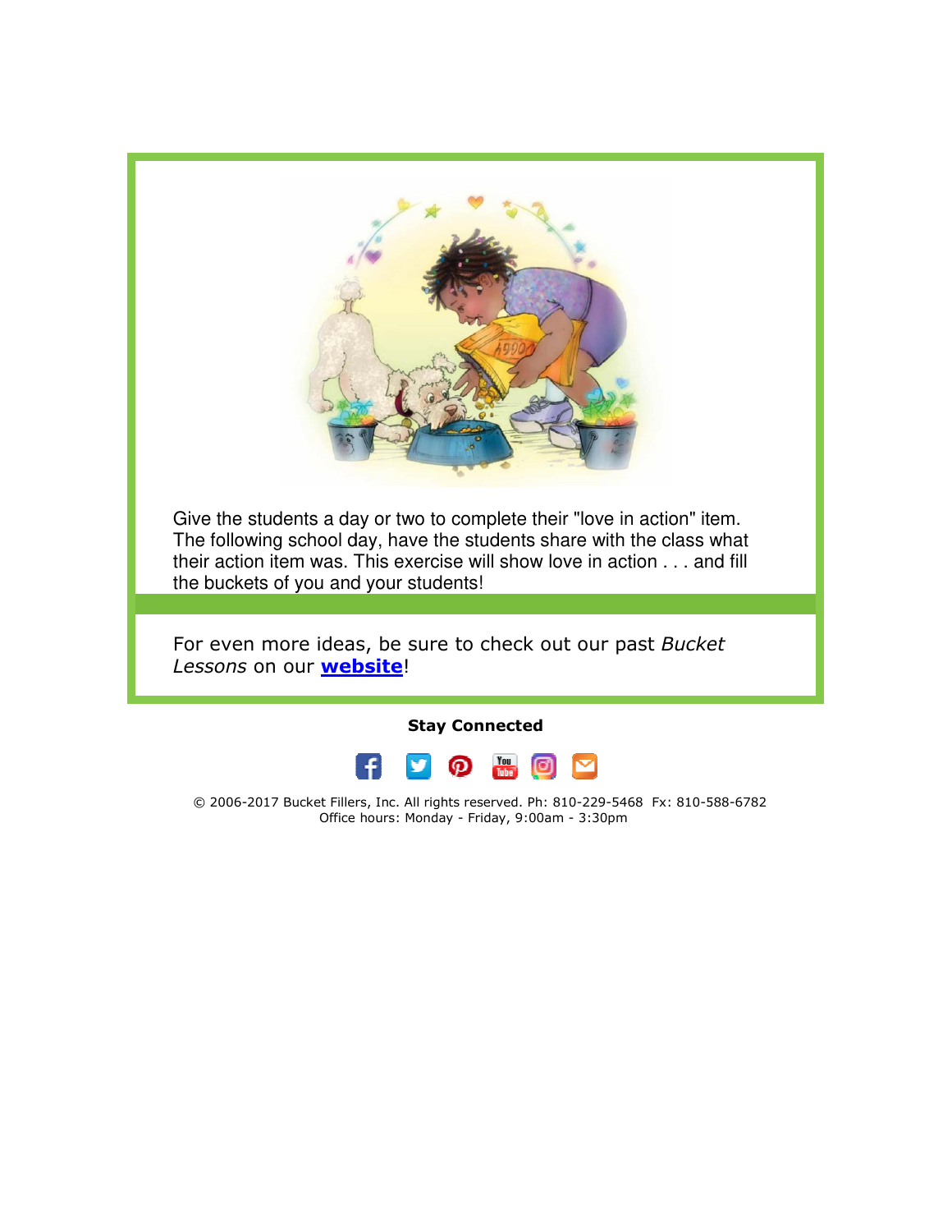Give the students a day or two to complete their "love in action" item. The following school day, have the students share with the class what their action item was. This exercise will show love in action . . . and fill the buckets of you and your students!

For even more ideas, be sure to check out our past *Bucket Lessons* on our **website**!

**Stay Connected**

© 2006-2017 Bucket Fillers, Inc. All rights reserved. Ph: 810-229-5468 Fx: 810-588-6782
Office hours: Monday - Friday, 9:00am - 3:30pm